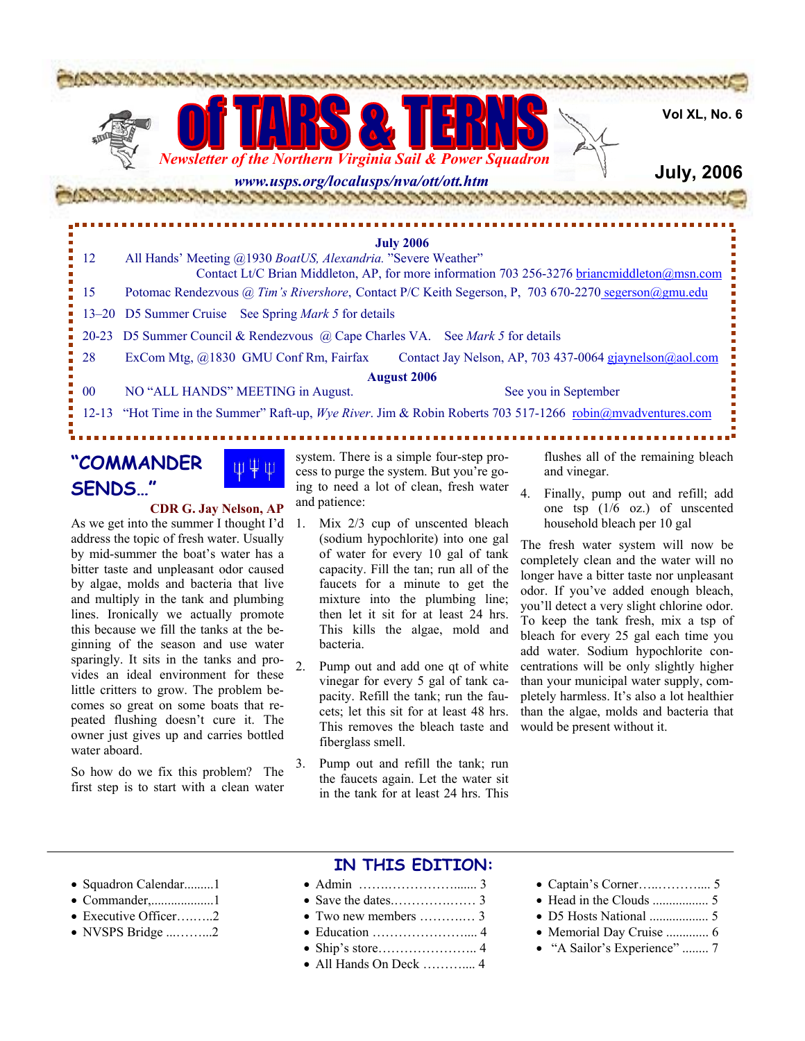# of TARS & TERNS

*Newsletter of the Northern Virginia Sail & Power Squadron*

*www.usps.org/localusps/nva/ott/ott.htm*

Vol XL, No. 6

July, 2006

**July 2006**

| | |
|---|---|
| 12 | All Hands' Meeting @1930 *BoatUS, Alexandria.* "Severe Weather" Contact Lt/C Brian Middleton, AP, for more information 703 256-3276 briancmiddleton@msn.com |
| 15 | Potomac Rendezvous @ *Tim's Rivershore*, Contact P/C Keith Segerson, P, 703 670-2270 segerson@gmu.edu |
| 13–20 | D5 Summer Cruise See Spring *Mark 5* for details |
| 20-23 | D5 Summer Council & Rendezvous @ Cape Charles VA. See *Mark 5* for details |
| 28 | ExCom Mtg, @1830 GMU Conf Rm, Fairfax Contact Jay Nelson, AP, 703 437-0064 gjaynelson@aol.com |

**August 2006**

| | |
|---|---|
| 00 | NO "ALL HANDS" MEETING in August. See you in September |
| 12-13 | "Hot Time in the Summer" Raft-up, *Wye River*. Jim & Robin Roberts 703 517-1266 robin@mvadventures.com |

## "COMMANDER SENDS…"

**CDR G. Jay Nelson, AP**

As we get into the summer I thought I'd address the topic of fresh water. Usually by mid-summer the boat's water has a bitter taste and unpleasant odor caused by algae, molds and bacteria that live and multiply in the tank and plumbing lines. Ironically we actually promote this because we fill the tanks at the beginning of the season and use water sparingly. It sits in the tanks and provides an ideal environment for these little critters to grow. The problem becomes so great on some boats that repeated flushing doesn't cure it. The owner just gives up and carries bottled water aboard.

So how do we fix this problem? The first step is to start with a clean water system. There is a simple four-step process to purge the system. But you're going to need a lot of clean, fresh water and patience:

1. Mix 2/3 cup of unscented bleach (sodium hypochlorite) into one gal of water for every 10 gal of tank capacity. Fill the tan; run all of the faucets for a minute to get the mixture into the plumbing line; then let it sit for at least 24 hrs. This kills the algae, mold and bacteria.
2. Pump out and add one qt of white vinegar for every 5 gal of tank capacity. Refill the tank; run the faucets; let this sit for at least 48 hrs. This removes the bleach taste and fiberglass smell.
3. Pump out and refill the tank; run the faucets again. Let the water sit in the tank for at least 24 hrs. This flushes all of the remaining bleach and vinegar.
4. Finally, pump out and refill; add one tsp (1/6 oz.) of unscented household bleach per 10 gal

The fresh water system will now be completely clean and the water will no longer have a bitter taste nor unpleasant odor. If you've added enough bleach, you'll detect a very slight chlorine odor. To keep the tank fresh, mix a tsp of bleach for every 25 gal each time you add water. Sodium hypochlorite concentrations will be only slightly higher than your municipal water supply, completely harmless. It's also a lot healthier than the algae, molds and bacteria that would be present without it.

## IN THIS EDITION:

- Squadron Calendar.........1
- Commander,...................1
- Executive Officer……...2
- NVSPS Bridge ...……...2
- Admin …….……………....... 3
- Save the dates.………………. 3
- Two new members ………..… 3
- Education ………………….... 4
- Ship's store………………….. 4
- All Hands On Deck ………..... 4
- Captain's Corner…..………... 5
- Head in the Clouds ................. 5
- D5 Hosts National .................. 5
- Memorial Day Cruise ............. 6
- "A Sailor's Experience" ........ 7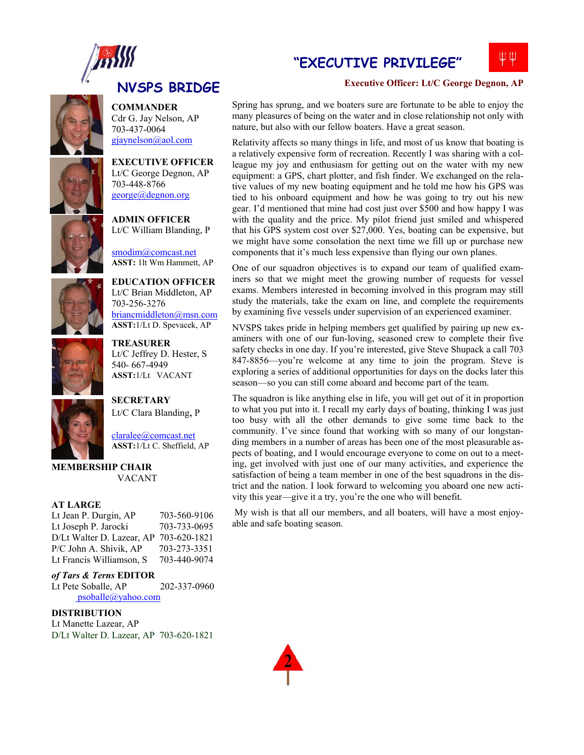## NVSPS BRIDGE

**COMMANDER**
Cdr G. Jay Nelson, AP
703-437-0064
gjaynelson@aol.com

**EXECUTIVE OFFICER**
Lt/C George Degnon, AP
703-448-8766
george@degnon.org

**ADMIN OFFICER**
Lt/C William Blanding, P

smodim@comcast.net
**ASST:** 1lt Wm Hammett, AP

**EDUCATION OFFICER**
Lt/C Brian Middleton, AP
703-256-3276
briancmiddleton@msn.com
**ASST:**1/Lt D. Spevacek, AP

**TREASURER**
Lt/C Jeffrey D. Hester, S
540- 667-4949
**ASST:**1/Lt VACANT

**SECRETARY**
Lt/C Clara Blanding, P

claralee@comcast.net
**ASST:**1/Lt C. Sheffield, AP

**MEMBERSHIP CHAIR**
VACANT

**AT LARGE**

| | |
|---|---|
| Lt Jean P. Durgin, AP | 703-560-9106 |
| Lt Joseph P. Jarocki | 703-733-0695 |
| D/Lt Walter D. Lazear, AP | 703-620-1821 |
| P/C John A. Shivik, AP | 703-273-3351 |
| Lt Francis Williamson, S | 703-440-9074 |

***of Tars & Terns* EDITOR**
Lt Pete Soballe, AP 202-337-0960
psoballe@yahoo.com

**DISTRIBUTION**
Lt Manette Lazear, AP
D/Lt Walter D. Lazear, AP 703-620-1821

## "EXECUTIVE PRIVILEGE"

**Executive Officer: Lt/C George Degnon, AP**

Spring has sprung, and we boaters sure are fortunate to be able to enjoy the many pleasures of being on the water and in close relationship not only with nature, but also with our fellow boaters. Have a great season.

Relativity affects so many things in life, and most of us know that boating is a relatively expensive form of recreation. Recently I was sharing with a colleague my joy and enthusiasm for getting out on the water with my new equipment: a GPS, chart plotter, and fish finder. We exchanged on the relative values of my new boating equipment and he told me how his GPS was tied to his onboard equipment and how he was going to try out his new gear. I'd mentioned that mine had cost just over $500 and how happy I was with the quality and the price. My pilot friend just smiled and whispered that his GPS system cost over $27,000. Yes, boating can be expensive, but we might have some consolation the next time we fill up or purchase new components that it's much less expensive than flying our own planes.

One of our squadron objectives is to expand our team of qualified examiners so that we might meet the growing number of requests for vessel exams. Members interested in becoming involved in this program may still study the materials, take the exam on line, and complete the requirements by examining five vessels under supervision of an experienced examiner.

NVSPS takes pride in helping members get qualified by pairing up new examiners with one of our fun-loving, seasoned crew to complete their five safety checks in one day. If you're interested, give Steve Shupack a call 703 847-8856—you're welcome at any time to join the program. Steve is exploring a series of additional opportunities for days on the docks later this season—so you can still come aboard and become part of the team.

The squadron is like anything else in life, you will get out of it in proportion to what you put into it. I recall my early days of boating, thinking I was just too busy with all the other demands to give some time back to the community. I've since found that working with so many of our longstanding members in a number of areas has been one of the most pleasurable aspects of boating, and I would encourage everyone to come on out to a meeting, get involved with just one of our many activities, and experience the satisfaction of being a team member in one of the best squadrons in the district and the nation. I look forward to welcoming you aboard one new activity this year—give it a try, you're the one who will benefit.

My wish is that all our members, and all boaters, will have a most enjoyable and safe boating season.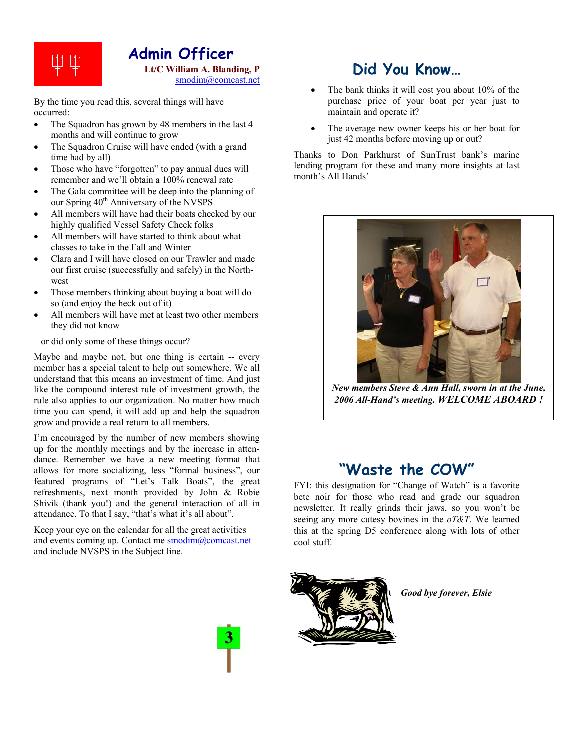## Admin Officer

**Lt/C William A. Blanding, P**
smodim@comcast.net

By the time you read this, several things will have occurred:

- The Squadron has grown by 48 members in the last 4 months and will continue to grow
- The Squadron Cruise will have ended (with a grand time had by all)
- Those who have "forgotten" to pay annual dues will remember and we'll obtain a 100% renewal rate
- The Gala committee will be deep into the planning of our Spring 40th Anniversary of the NVSPS
- All members will have had their boats checked by our highly qualified Vessel Safety Check folks
- All members will have started to think about what classes to take in the Fall and Winter
- Clara and I will have closed on our Trawler and made our first cruise (successfully and safely) in the North-west
- Those members thinking about buying a boat will do so (and enjoy the heck out of it)
- All members will have met at least two other members they did not know

or did only some of these things occur?

Maybe and maybe not, but one thing is certain -- every member has a special talent to help out somewhere. We all understand that this means an investment of time. And just like the compound interest rule of investment growth, the rule also applies to our organization. No matter how much time you can spend, it will add up and help the squadron grow and provide a real return to all members.

I'm encouraged by the number of new members showing up for the monthly meetings and by the increase in attendance. Remember we have a new meeting format that allows for more socializing, less "formal business", our featured programs of "Let's Talk Boats", the great refreshments, next month provided by John & Robie Shivik (thank you!) and the general interaction of all in attendance. To that I say, "that's what it's all about".

Keep your eye on the calendar for all the great activities and events coming up. Contact me smodim@comcast.net and include NVSPS in the Subject line.

## Did You Know…

- The bank thinks it will cost you about 10% of the purchase price of your boat per year just to maintain and operate it?
- The average new owner keeps his or her boat for just 42 months before moving up or out?

Thanks to Don Parkhurst of SunTrust bank's marine lending program for these and many more insights at last month's All Hands'

***New members Steve & Ann Hall, sworn in at the June, 2006 All-Hand's meeting. WELCOME ABOARD !***

## "Waste the COW"

FYI: this designation for "Change of Watch" is a favorite bete noir for those who read and grade our squadron newsletter. It really grinds their jaws, so you won't be seeing any more cutesy bovines in the *oT&T*. We learned this at the spring D5 conference along with lots of other cool stuff.

***Good bye forever, Elsie***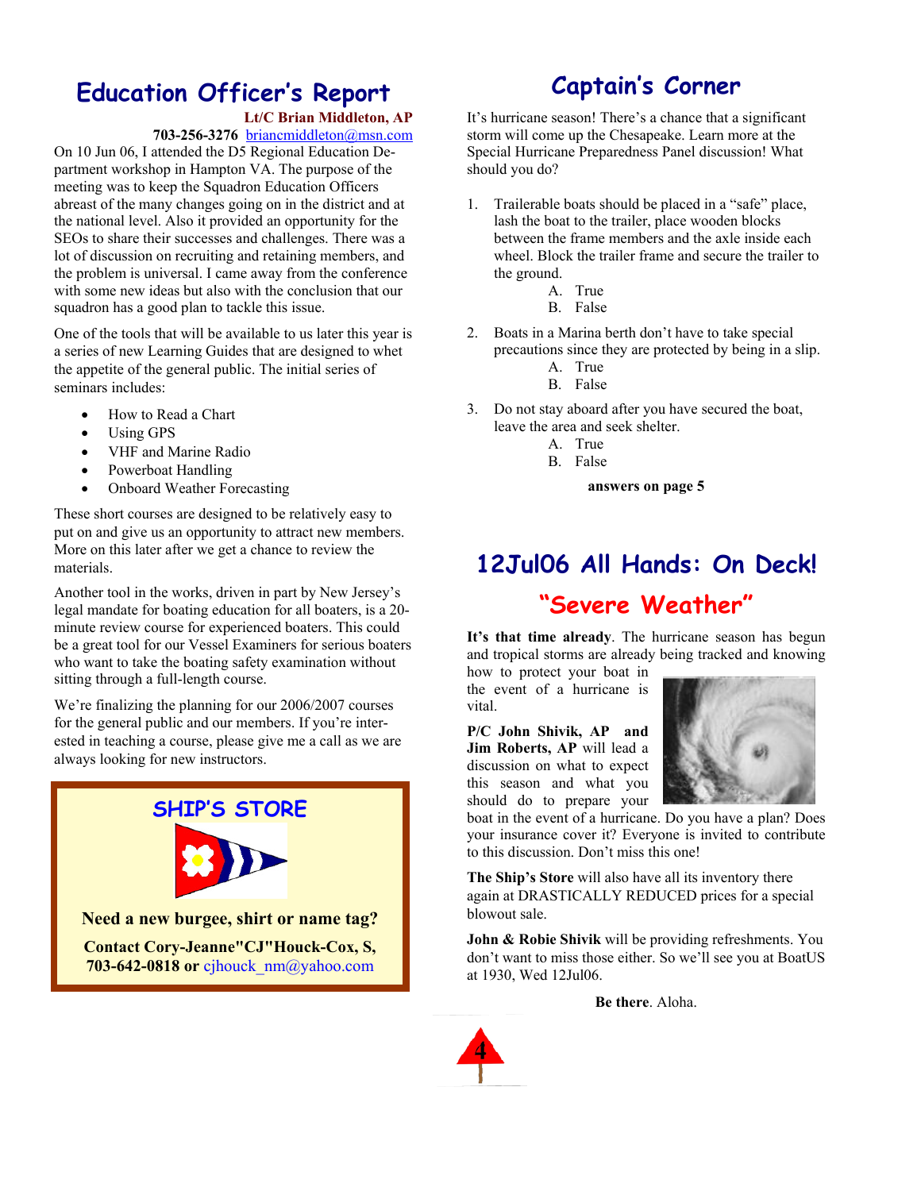## Education Officer's Report

**Lt/C Brian Middleton, AP**
**703-256-3276** briancmiddleton@msn.com

On 10 Jun 06, I attended the D5 Regional Education Department workshop in Hampton VA. The purpose of the meeting was to keep the Squadron Education Officers abreast of the many changes going on in the district and at the national level. Also it provided an opportunity for the SEOs to share their successes and challenges. There was a lot of discussion on recruiting and retaining members, and the problem is universal. I came away from the conference with some new ideas but also with the conclusion that our squadron has a good plan to tackle this issue.

One of the tools that will be available to us later this year is a series of new Learning Guides that are designed to whet the appetite of the general public. The initial series of seminars includes:

- How to Read a Chart
- Using GPS
- VHF and Marine Radio
- Powerboat Handling
- Onboard Weather Forecasting

These short courses are designed to be relatively easy to put on and give us an opportunity to attract new members. More on this later after we get a chance to review the materials.

Another tool in the works, driven in part by New Jersey's legal mandate for boating education for all boaters, is a 20-minute review course for experienced boaters. This could be a great tool for our Vessel Examiners for serious boaters who want to take the boating safety examination without sitting through a full-length course.

We're finalizing the planning for our 2006/2007 courses for the general public and our members. If you're interested in teaching a course, please give me a call as we are always looking for new instructors.

### SHIP'S STORE

**Need a new burgee, shirt or name tag?**

**Contact Cory-Jeanne"CJ"Houck-Cox, S, 703-642-0818 or** cjhouck_nm@yahoo.com

## Captain's Corner

It's hurricane season! There's a chance that a significant storm will come up the Chesapeake. Learn more at the Special Hurricane Preparedness Panel discussion! What should you do?

1. Trailerable boats should be placed in a "safe" place, lash the boat to the trailer, place wooden blocks between the frame members and the axle inside each wheel. Block the trailer frame and secure the trailer to the ground.
   A. True
   B. False
2. Boats in a Marina berth don't have to take special precautions since they are protected by being in a slip.
   A. True
   B. False
3. Do not stay aboard after you have secured the boat, leave the area and seek shelter.
   A. True
   B. False

**answers on page 5**

## 12Jul06 All Hands: On Deck!

### "Severe Weather"

**It's that time already**. The hurricane season has begun and tropical storms are already being tracked and knowing how to protect your boat in the event of a hurricane is vital.

**P/C John Shivik, AP and Jim Roberts, AP** will lead a discussion on what to expect this season and what you should do to prepare your boat in the event of a hurricane. Do you have a plan? Does your insurance cover it? Everyone is invited to contribute to this discussion. Don't miss this one!

**The Ship's Store** will also have all its inventory there again at DRASTICALLY REDUCED prices for a special blowout sale.

**John & Robie Shivik** will be providing refreshments. You don't want to miss those either. So we'll see you at BoatUS at 1930, Wed 12Jul06.

**Be there**. Aloha.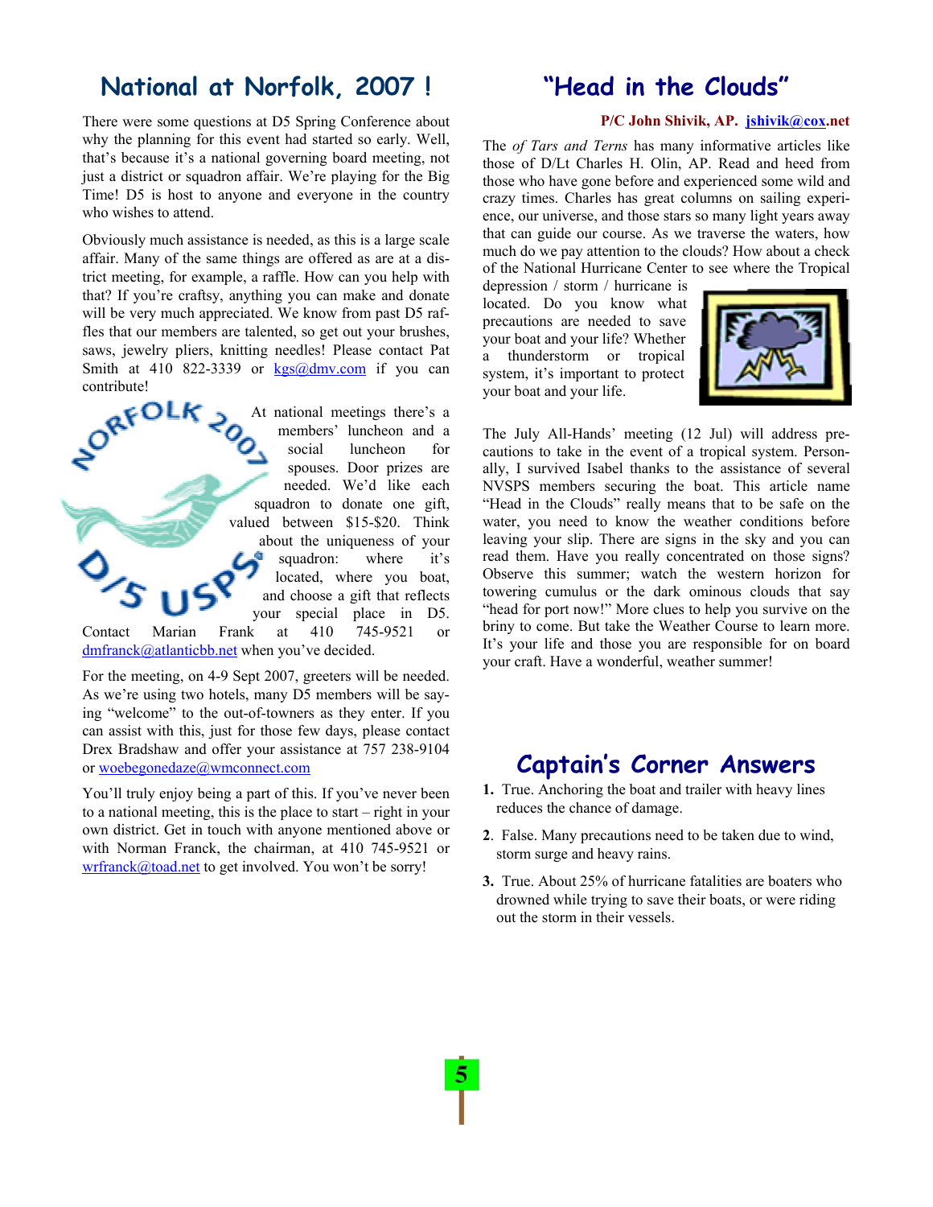## National at Norfolk, 2007 !

There were some questions at D5 Spring Conference about why the planning for this event had started so early. Well, that's because it's a national governing board meeting, not just a district or squadron affair. We're playing for the Big Time! D5 is host to anyone and everyone in the country who wishes to attend.

Obviously much assistance is needed, as this is a large scale affair. Many of the same things are offered as are at a district meeting, for example, a raffle. How can you help with that? If you're craftsy, anything you can make and donate will be very much appreciated. We know from past D5 raffles that our members are talented, so get out your brushes, saws, jewelry pliers, knitting needles! Please contact Pat Smith at 410 822-3339 or kgs@dmv.com if you can contribute!

At national meetings there's a members' luncheon and a social luncheon for spouses. Door prizes are needed. We'd like each squadron to donate one gift, valued between $15-$20. Think about the uniqueness of your squadron: where it's located, where you boat, and choose a gift that reflects your special place in D5. Contact Marian Frank at 410 745-9521 or dmfranck@atlanticbb.net when you've decided.

For the meeting, on 4-9 Sept 2007, greeters will be needed. As we're using two hotels, many D5 members will be saying "welcome" to the out-of-towners as they enter. If you can assist with this, just for those few days, please contact Drex Bradshaw and offer your assistance at 757 238-9104 or woebegonedaze@wmconnect.com

You'll truly enjoy being a part of this. If you've never been to a national meeting, this is the place to start – right in your own district. Get in touch with anyone mentioned above or with Norman Franck, the chairman, at 410 745-9521 or wrfranck@toad.net to get involved. You won't be sorry!

## "Head in the Clouds"

**P/C John Shivik, AP. jshivik@cox.net**

The *of Tars and Terns* has many informative articles like those of D/Lt Charles H. Olin, AP. Read and heed from those who have gone before and experienced some wild and crazy times. Charles has great columns on sailing experience, our universe, and those stars so many light years away that can guide our course. As we traverse the waters, how much do we pay attention to the clouds? How about a check of the National Hurricane Center to see where the Tropical depression / storm / hurricane is located. Do you know what precautions are needed to save your boat and your life? Whether a thunderstorm or tropical system, it's important to protect your boat and your life.

The July All-Hands' meeting (12 Jul) will address precautions to take in the event of a tropical system. Personally, I survived Isabel thanks to the assistance of several NVSPS members securing the boat. This article name "Head in the Clouds" really means that to be safe on the water, you need to know the weather conditions before leaving your slip. There are signs in the sky and you can read them. Have you really concentrated on those signs? Observe this summer; watch the western horizon for towering cumulus or the dark ominous clouds that say "head for port now!" More clues to help you survive on the briny to come. But take the Weather Course to learn more. It's your life and those you are responsible for on board your craft. Have a wonderful, weather summer!

## Captain's Corner Answers

1. True. Anchoring the boat and trailer with heavy lines reduces the chance of damage.
2. False. Many precautions need to be taken due to wind, storm surge and heavy rains.
3. True. About 25% of hurricane fatalities are boaters who drowned while trying to save their boats, or were riding out the storm in their vessels.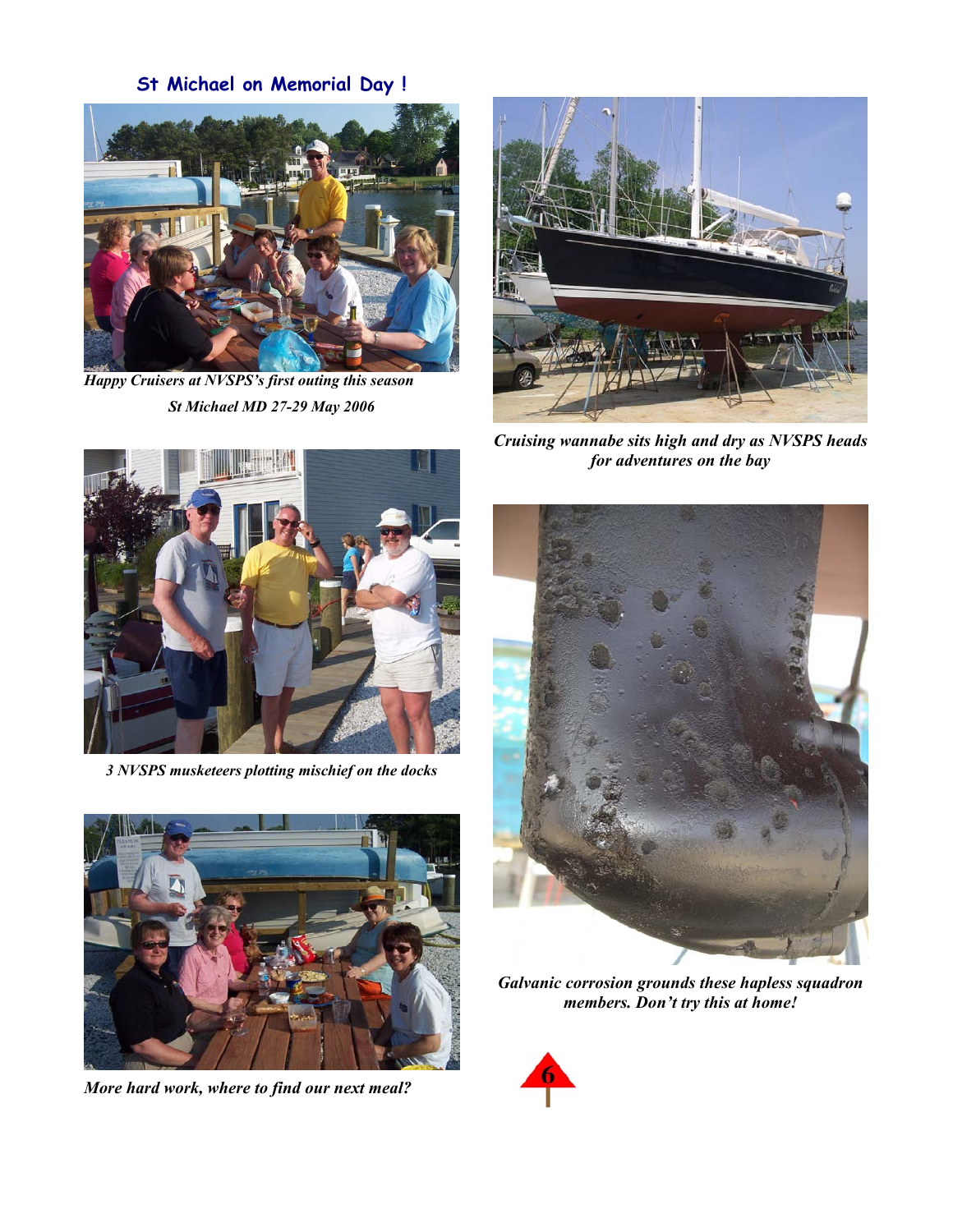## St Michael on Memorial Day !

*Happy Cruisers at NVSPS's first outing this season*
*St Michael MD 27-29 May 2006*

*3 NVSPS musketeers plotting mischief on the docks*

*More hard work, where to find our next meal?*

*Cruising wannabe sits high and dry as NVSPS heads for adventures on the bay*

*Galvanic corrosion grounds these hapless squadron members. Don't try this at home!*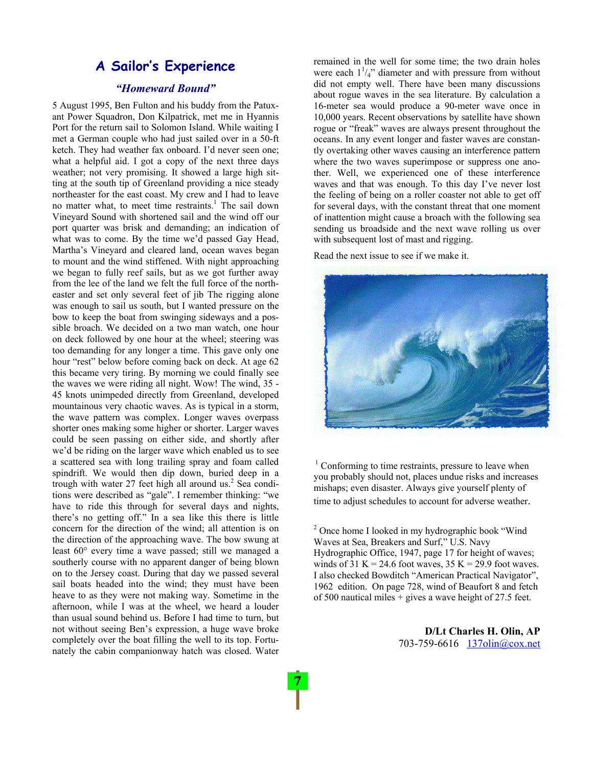## A Sailor's Experience

### *"Homeward Bound"*

5 August 1995, Ben Fulton and his buddy from the Patuxant Power Squadron, Don Kilpatrick, met me in Hyannis Port for the return sail to Solomon Island. While waiting I met a German couple who had just sailed over in a 50-ft ketch. They had weather fax onboard. I'd never seen one; what a helpful aid. I got a copy of the next three days weather; not very promising. It showed a large high sitting at the south tip of Greenland providing a nice steady northeaster for the east coast. My crew and I had to leave no matter what, to meet time restraints.[1] The sail down Vineyard Sound with shortened sail and the wind off our port quarter was brisk and demanding; an indication of what was to come. By the time we'd passed Gay Head, Martha's Vineyard and cleared land, ocean waves began to mount and the wind stiffened. With night approaching we began to fully reef sails, but as we got further away from the lee of the land we felt the full force of the northeaster and set only several feet of jib The rigging alone was enough to sail us south, but I wanted pressure on the bow to keep the boat from swinging sideways and a possible broach. We decided on a two man watch, one hour on deck followed by one hour at the wheel; steering was too demanding for any longer a time. This gave only one hour "rest" below before coming back on deck. At age 62 this became very tiring. By morning we could finally see the waves we were riding all night. Wow! The wind, 35 - 45 knots unimpeded directly from Greenland, developed mountainous very chaotic waves. As is typical in a storm, the wave pattern was complex. Longer waves overpass shorter ones making some higher or shorter. Larger waves could be seen passing on either side, and shortly after we'd be riding on the larger wave which enabled us to see a scattered sea with long trailing spray and foam called spindrift. We would then dip down, buried deep in a trough with water 27 feet high all around us.[2] Sea conditions were described as "gale". I remember thinking: "we have to ride this through for several days and nights, there's no getting off." In a sea like this there is little concern for the direction of the wind; all attention is on the direction of the approaching wave. The bow swung at least 60° every time a wave passed; still we managed a southerly course with no apparent danger of being blown on to the Jersey coast. During that day we passed several sail boats headed into the wind; they must have been heave to as they were not making way. Sometime in the afternoon, while I was at the wheel, we heard a louder than usual sound behind us. Before I had time to turn, but not without seeing Ben's expression, a huge wave broke completely over the boat filling the well to its top. Fortunately the cabin companionway hatch was closed. Water remained in the well for some time; the two drain holes were each 1¼" diameter and with pressure from without did not empty well. There have been many discussions about rogue waves in the sea literature. By calculation a 16-meter sea would produce a 90-meter wave once in 10,000 years. Recent observations by satellite have shown rogue or "freak" waves are always present throughout the oceans. In any event longer and faster waves are constantly overtaking other waves causing an interference pattern where the two waves superimpose or suppress one another. Well, we experienced one of these interference waves and that was enough. To this day I've never lost the feeling of being on a roller coaster not able to get off for several days, with the constant threat that one moment of inattention might cause a broach with the following sea sending us broadside and the next wave rolling us over with subsequent lost of mast and rigging.

Read the next issue to see if we make it.

[1] Conforming to time restraints, pressure to leave when you probably should not, places undue risks and increases mishaps; even disaster. Always give yourself plenty of time to adjust schedules to account for adverse weather.

[2] Once home I looked in my hydrographic book "Wind Waves at Sea, Breakers and Surf," U.S. Navy Hydrographic Office, 1947, page 17 for height of waves; winds of 31 K = 24.6 foot waves, 35 K = 29.9 foot waves. I also checked Bowditch "American Practical Navigator", 1962 edition. On page 728, wind of Beaufort 8 and fetch of 500 nautical miles + gives a wave height of 27.5 feet.

**D/Lt Charles H. Olin, AP**
703-759-6616 137olin@cox.net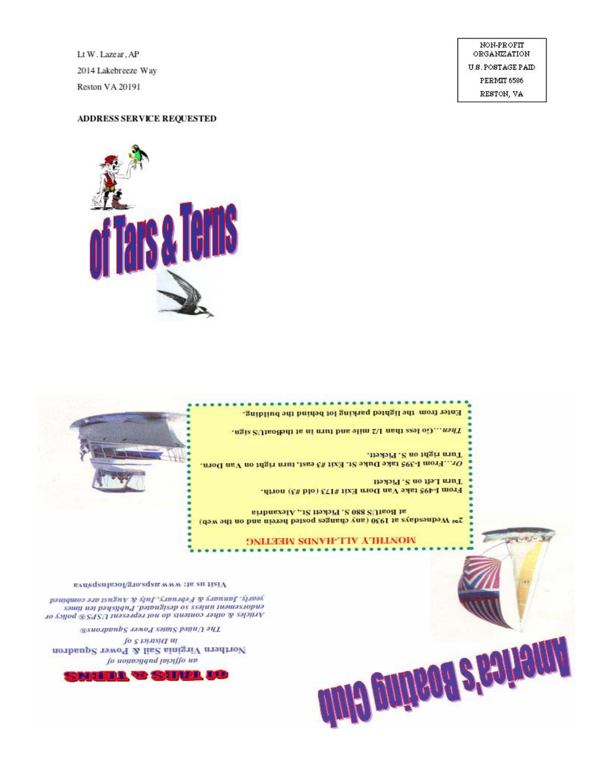Lt W. Lazear, AP
2014 Lakebreeze Way
Reston VA 20191

NON-PROFIT ORGANIZATION
U.S. POSTAGE PAID
PERMIT 6586
RESTON, VA

**ADDRESS SERVICE REQUESTED**

# of Tars & Terns

**MONTHLY ALL-HANDS MEETING**

2nd Wednesdays at 1930 (any changes posted herein and on the web) at BoatUS 880 S. Pickett St., Alexandria

From I-495 take Van Dorn Exit #173 (old #3) north.
Turn Left on S. Pickett

*Or*...From I-395 take Duke St. Exit #3 east, turn right on Van Dorn.
Turn right on S. Pickett.

*Then*...Go less than 1/2 mile and turn in at theBoatUS sign.

Enter from the lighted parking lot behind the building.

**of TARS & TERNS**

*an official publication of*
Northern Virginia Sail & Power Squadron
*in District 5 of*
*The United States Power Squadrons®*

*Articles & other contents do not represent USPS® policy or endorsement unless so designated. Published ten times yearly. January & February, July & August are combined*

Visit us at: www.uspsd5.org/localuspsnva

**America's Boating Club**